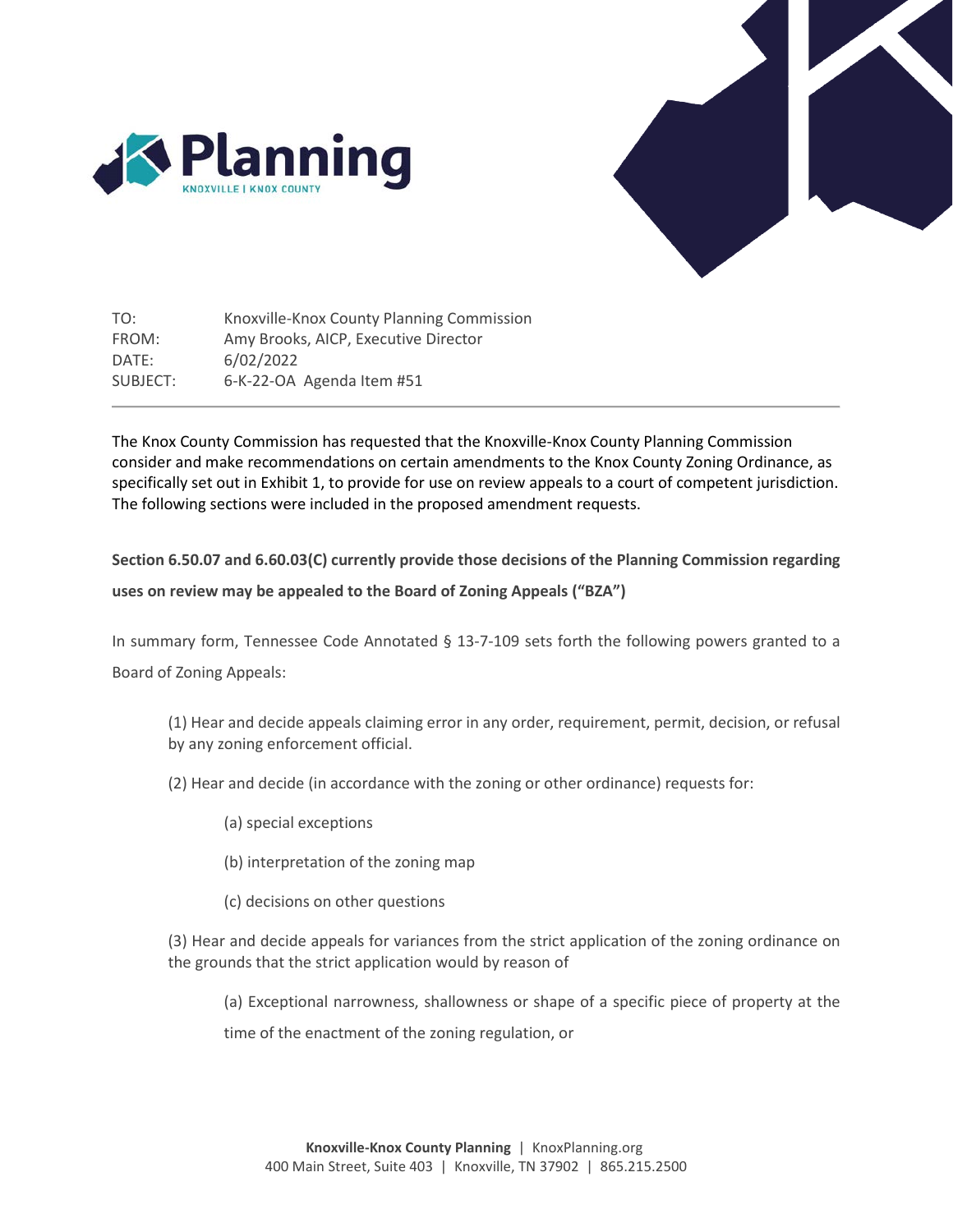TO: Knoxville-Knox County Planning Commission
FROM: Amy Brooks, AICP, Executive Director
DATE: 6/02/2022
SUBJECT: 6-K-22-OA Agenda Item #51

The Knox County Commission has requested that the Knoxville-Knox County Planning Commission consider and make recommendations on certain amendments to the Knox County Zoning Ordinance, as specifically set out in Exhibit 1, to provide for use on review appeals to a court of competent jurisdiction. The following sections were included in the proposed amendment requests.

**Section 6.50.07 and 6.60.03(C) currently provide those decisions of the Planning Commission regarding uses on review may be appealed to the Board of Zoning Appeals ("BZA")**

In summary form, Tennessee Code Annotated § 13-7-109 sets forth the following powers granted to a Board of Zoning Appeals:

(1) Hear and decide appeals claiming error in any order, requirement, permit, decision, or refusal by any zoning enforcement official.

(2) Hear and decide (in accordance with the zoning or other ordinance) requests for:

(a) special exceptions

(b) interpretation of the zoning map

(c) decisions on other questions

(3) Hear and decide appeals for variances from the strict application of the zoning ordinance on the grounds that the strict application would by reason of

(a) Exceptional narrowness, shallowness or shape of a specific piece of property at the time of the enactment of the zoning regulation, or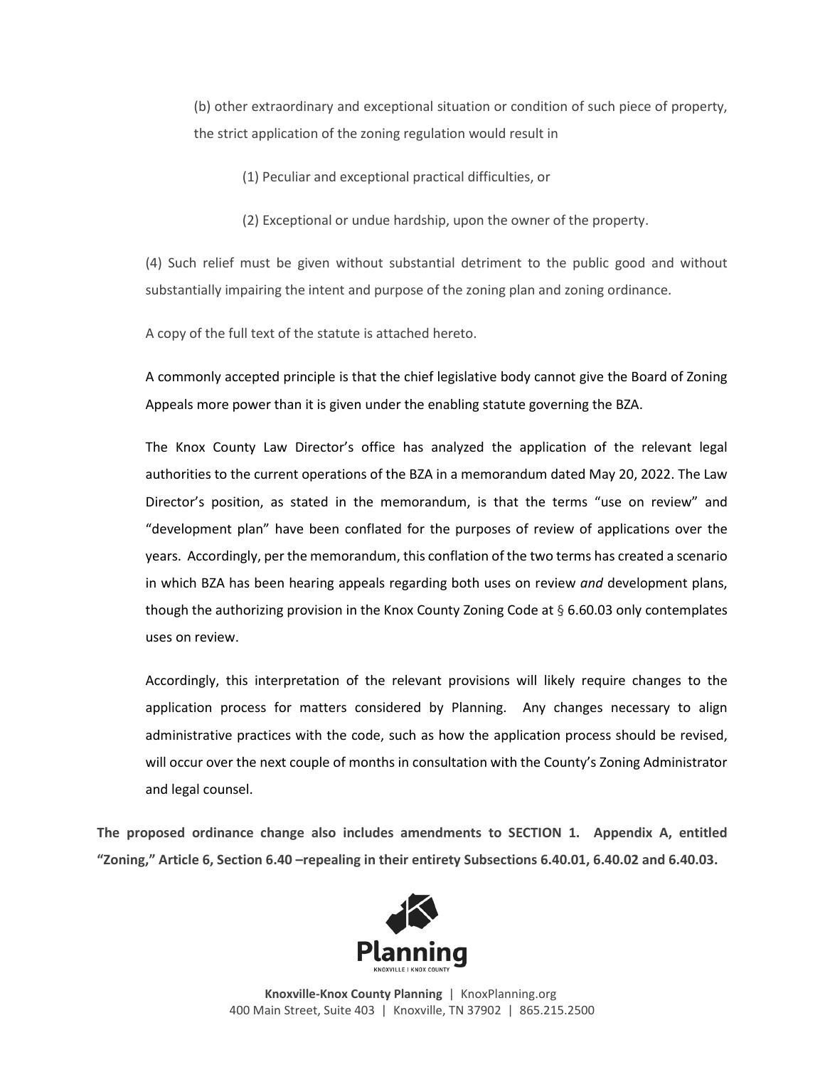(b) other extraordinary and exceptional situation or condition of such piece of property, the strict application of the zoning regulation would result in

(1) Peculiar and exceptional practical difficulties, or

(2) Exceptional or undue hardship, upon the owner of the property.

(4) Such relief must be given without substantial detriment to the public good and without substantially impairing the intent and purpose of the zoning plan and zoning ordinance.

A copy of the full text of the statute is attached hereto.

A commonly accepted principle is that the chief legislative body cannot give the Board of Zoning Appeals more power than it is given under the enabling statute governing the BZA.

The Knox County Law Director's office has analyzed the application of the relevant legal authorities to the current operations of the BZA in a memorandum dated May 20, 2022. The Law Director's position, as stated in the memorandum, is that the terms "use on review" and "development plan" have been conflated for the purposes of review of applications over the years. Accordingly, per the memorandum, this conflation of the two terms has created a scenario in which BZA has been hearing appeals regarding both uses on review *and* development plans, though the authorizing provision in the Knox County Zoning Code at § 6.60.03 only contemplates uses on review.

Accordingly, this interpretation of the relevant provisions will likely require changes to the application process for matters considered by Planning. Any changes necessary to align administrative practices with the code, such as how the application process should be revised, will occur over the next couple of months in consultation with the County's Zoning Administrator and legal counsel.

**The proposed ordinance change also includes amendments to SECTION 1. Appendix A, entitled "Zoning," Article 6, Section 6.40 –repealing in their entirety Subsections 6.40.01, 6.40.02 and 6.40.03.**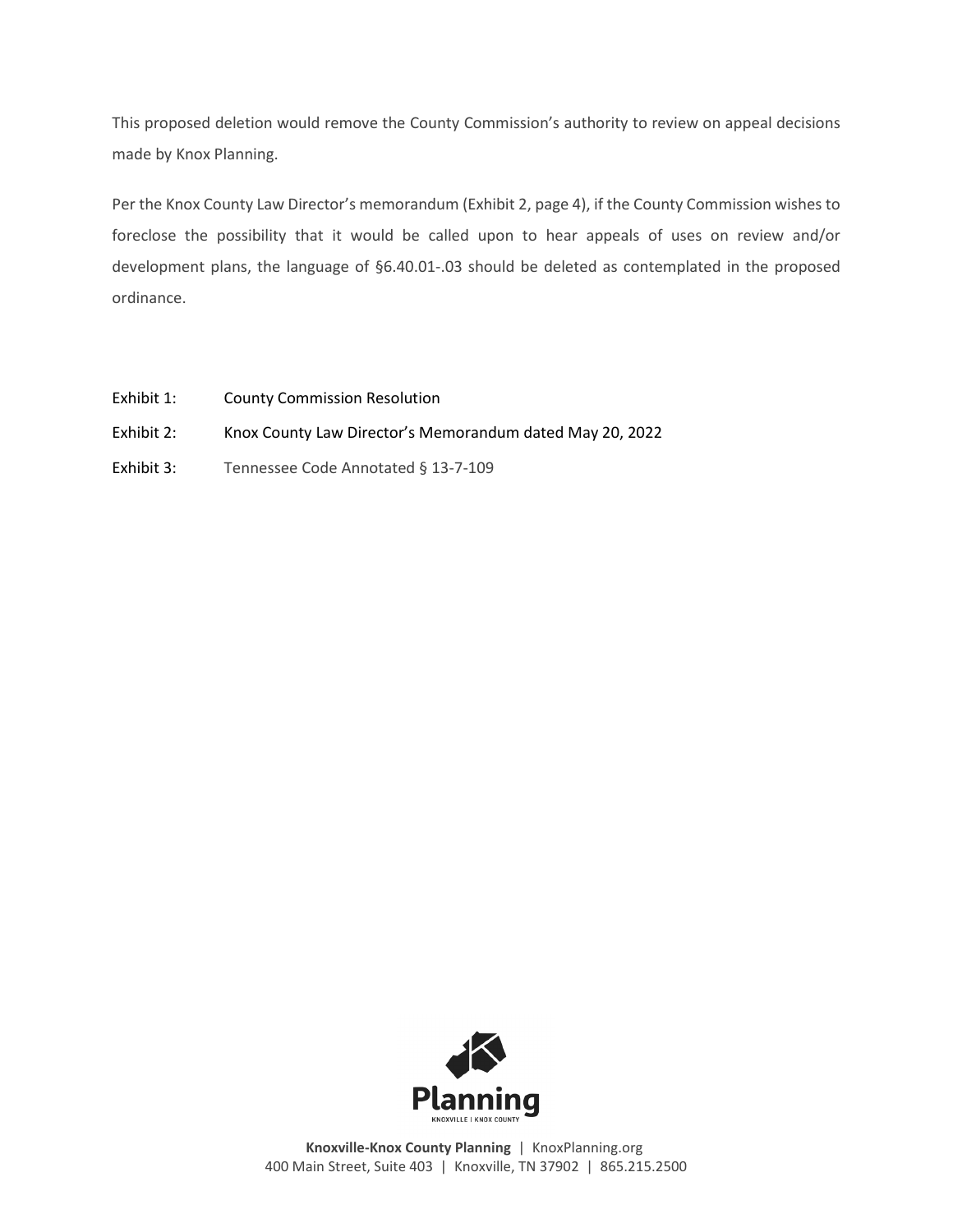This proposed deletion would remove the County Commission's authority to review on appeal decisions made by Knox Planning.

Per the Knox County Law Director's memorandum (Exhibit 2, page 4), if the County Commission wishes to foreclose the possibility that it would be called upon to hear appeals of uses on review and/or development plans, the language of §6.40.01-.03 should be deleted as contemplated in the proposed ordinance.

Exhibit 1: County Commission Resolution

Exhibit 2: Knox County Law Director's Memorandum dated May 20, 2022

Exhibit 3: Tennessee Code Annotated § 13-7-109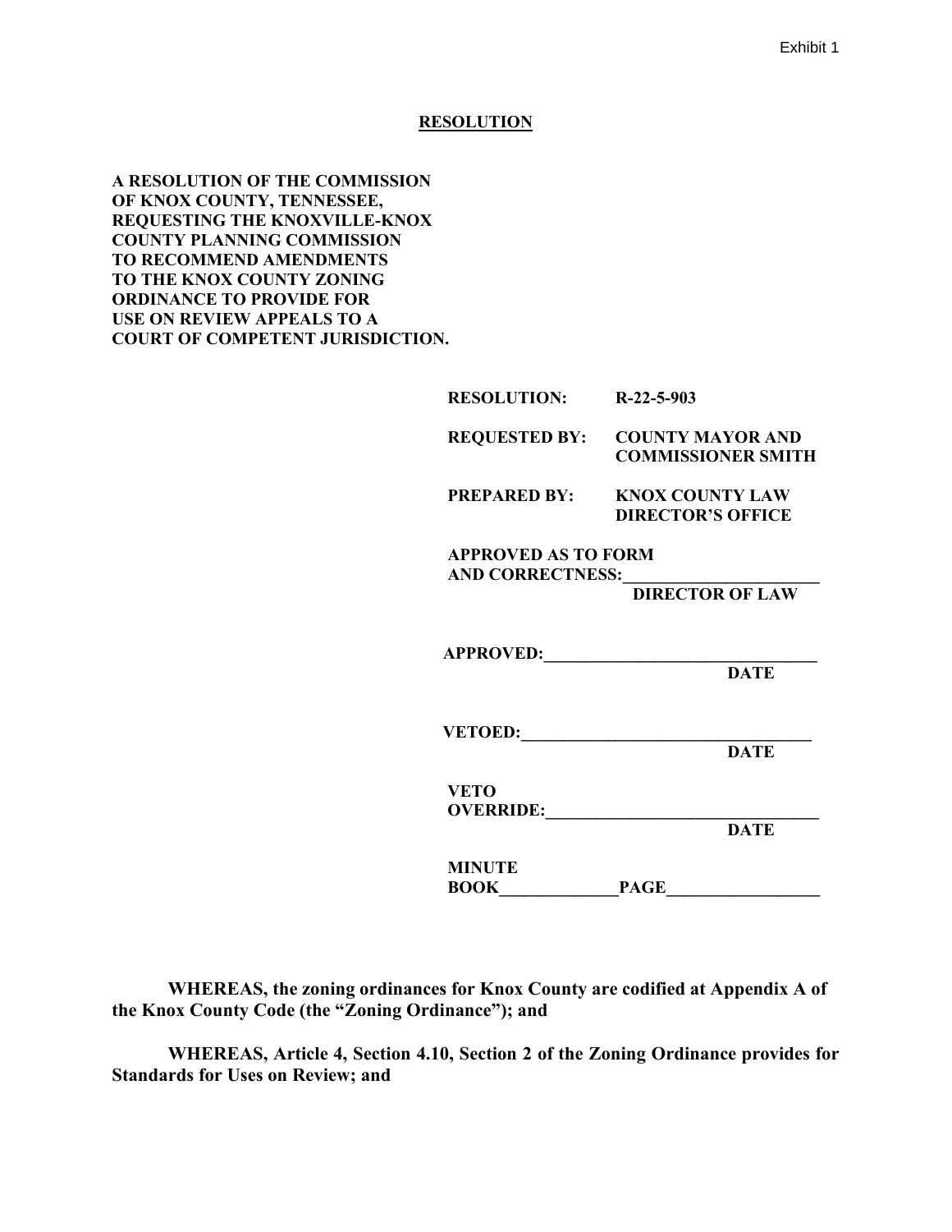Exhibit 1

**RESOLUTION**

**A RESOLUTION OF THE COMMISSION OF KNOX COUNTY, TENNESSEE, REQUESTING THE KNOXVILLE-KNOX COUNTY PLANNING COMMISSION TO RECOMMEND AMENDMENTS TO THE KNOX COUNTY ZONING ORDINANCE TO PROVIDE FOR USE ON REVIEW APPEALS TO A COURT OF COMPETENT JURISDICTION.**

**RESOLUTION:** **R-22-5-903**

**REQUESTED BY:** **COUNTY MAYOR AND COMMISSIONER SMITH**

**PREPARED BY:** **KNOX COUNTY LAW DIRECTOR'S OFFICE**

**APPROVED AS TO FORM AND CORRECTNESS:_______________________**
**DIRECTOR OF LAW**

**APPROVED:_________________________________**
**DATE**

**VETOED:___________________________________**
**DATE**

**VETO OVERRIDE:_________________________________**
**DATE**

**MINUTE BOOK______________PAGE__________________**

**WHEREAS, the zoning ordinances for Knox County are codified at Appendix A of the Knox County Code (the "Zoning Ordinance"); and**

**WHEREAS, Article 4, Section 4.10, Section 2 of the Zoning Ordinance provides for Standards for Uses on Review; and**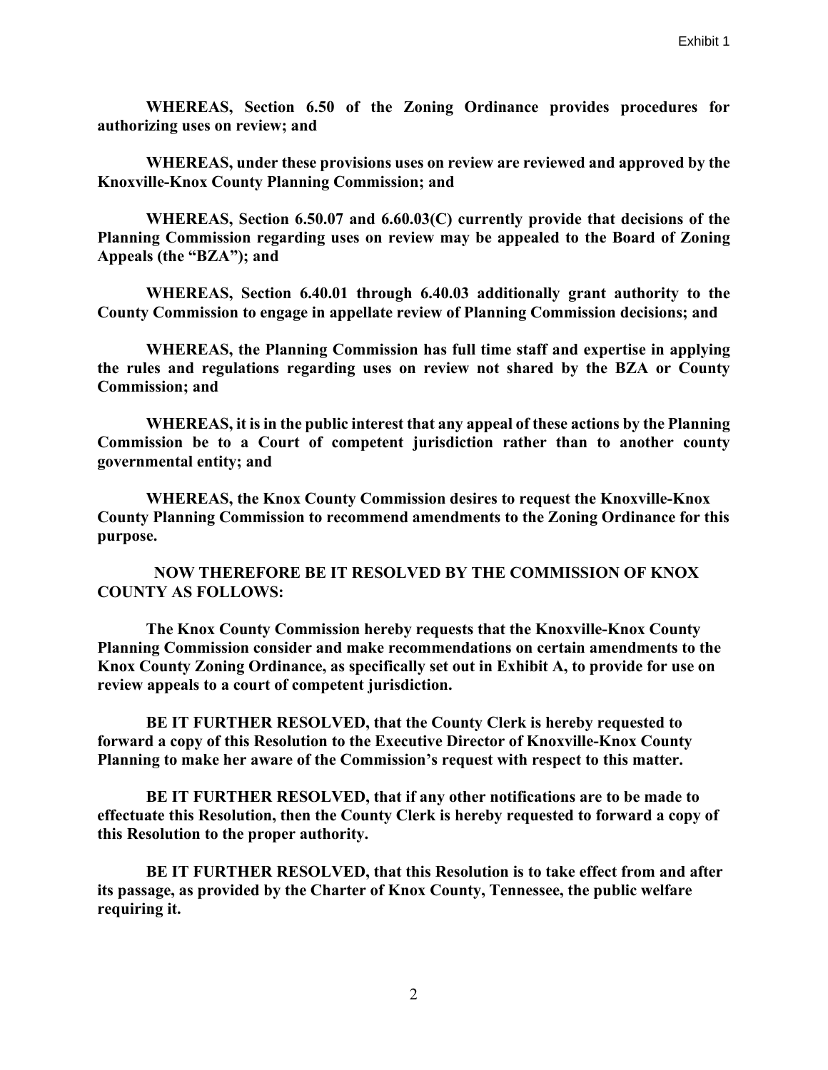**WHEREAS, Section 6.50 of the Zoning Ordinance provides procedures for authorizing uses on review; and**

**WHEREAS, under these provisions uses on review are reviewed and approved by the Knoxville-Knox County Planning Commission; and**

**WHEREAS, Section 6.50.07 and 6.60.03(C) currently provide that decisions of the Planning Commission regarding uses on review may be appealed to the Board of Zoning Appeals (the "BZA"); and**

**WHEREAS, Section 6.40.01 through 6.40.03 additionally grant authority to the County Commission to engage in appellate review of Planning Commission decisions; and**

**WHEREAS, the Planning Commission has full time staff and expertise in applying the rules and regulations regarding uses on review not shared by the BZA or County Commission; and**

**WHEREAS, it is in the public interest that any appeal of these actions by the Planning Commission be to a Court of competent jurisdiction rather than to another county governmental entity; and**

**WHEREAS, the Knox County Commission desires to request the Knoxville-Knox County Planning Commission to recommend amendments to the Zoning Ordinance for this purpose.**

**NOW THEREFORE BE IT RESOLVED BY THE COMMISSION OF KNOX COUNTY AS FOLLOWS:**

**The Knox County Commission hereby requests that the Knoxville-Knox County Planning Commission consider and make recommendations on certain amendments to the Knox County Zoning Ordinance, as specifically set out in Exhibit A, to provide for use on review appeals to a court of competent jurisdiction.**

**BE IT FURTHER RESOLVED, that the County Clerk is hereby requested to forward a copy of this Resolution to the Executive Director of Knoxville-Knox County Planning to make her aware of the Commission's request with respect to this matter.**

**BE IT FURTHER RESOLVED, that if any other notifications are to be made to effectuate this Resolution, then the County Clerk is hereby requested to forward a copy of this Resolution to the proper authority.**

**BE IT FURTHER RESOLVED, that this Resolution is to take effect from and after its passage, as provided by the Charter of Knox County, Tennessee, the public welfare requiring it.**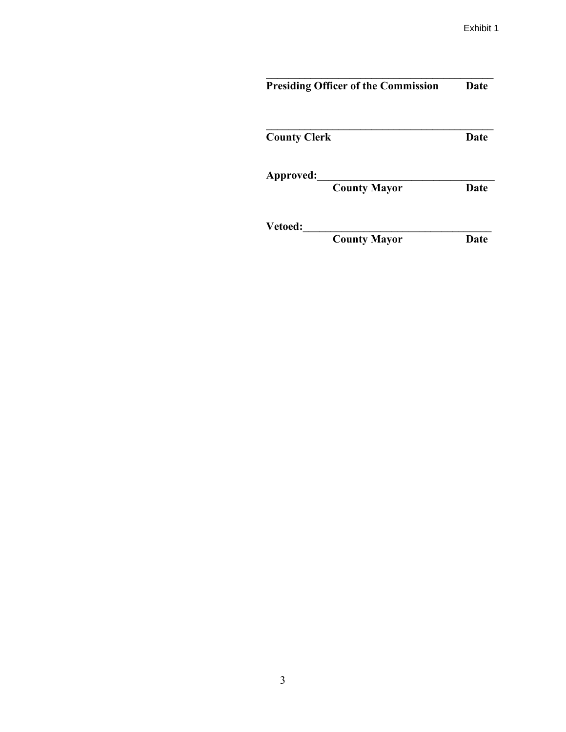Exhibit 1

______________________________________
**Presiding Officer of the Commission Date**

______________________________________
**County Clerk Date**

**Approved:**______________________________
**County Mayor Date**

**Vetoed:**________________________________
**County Mayor Date**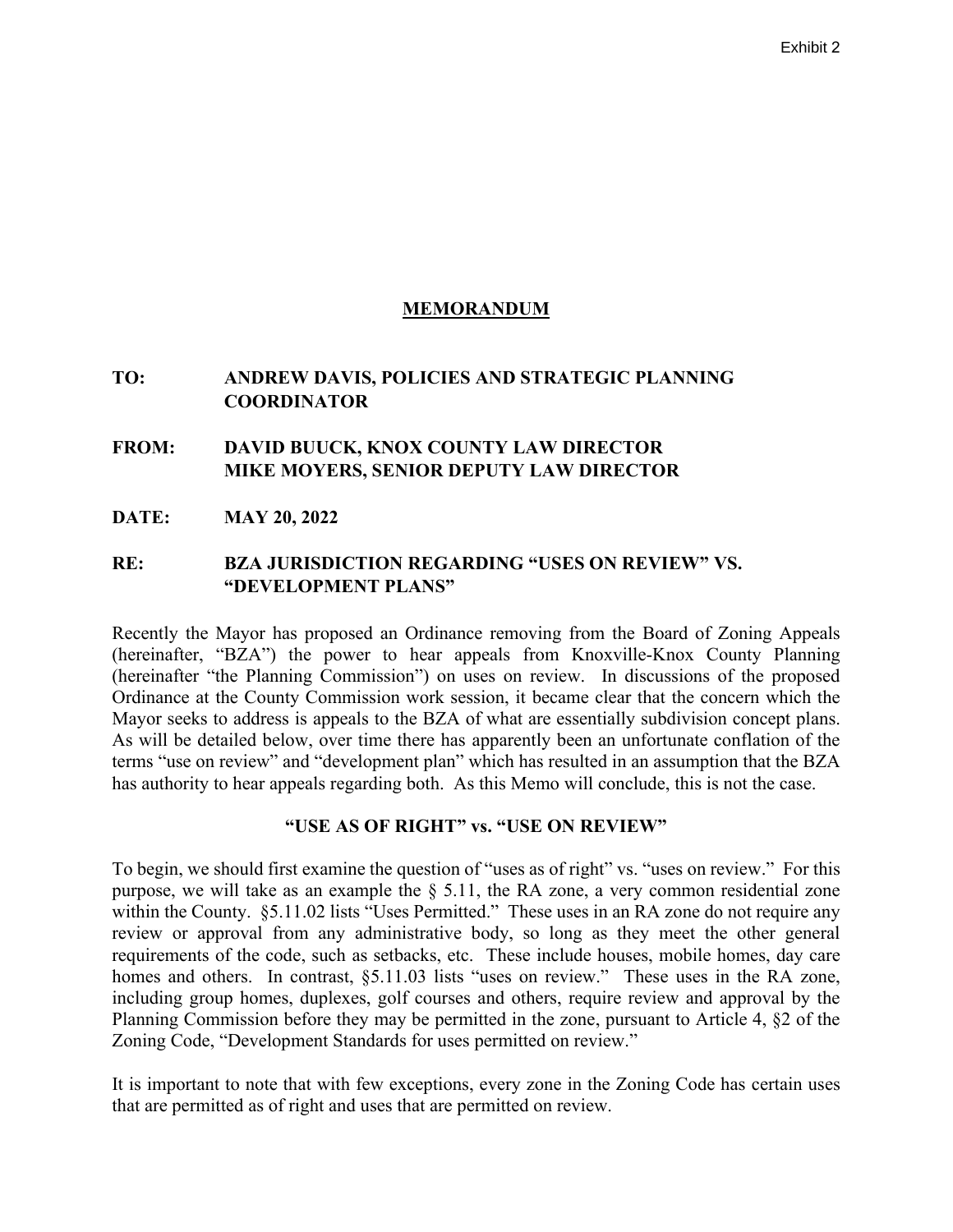Exhibit 2

# MEMORANDUM

**TO:** **ANDREW DAVIS, POLICIES AND STRATEGIC PLANNING COORDINATOR**

**FROM:** **DAVID BUUCK, KNOX COUNTY LAW DIRECTOR**
**MIKE MOYERS, SENIOR DEPUTY LAW DIRECTOR**

**DATE:** **MAY 20, 2022**

**RE:** **BZA JURISDICTION REGARDING "USES ON REVIEW" VS. "DEVELOPMENT PLANS"**

Recently the Mayor has proposed an Ordinance removing from the Board of Zoning Appeals (hereinafter, "BZA") the power to hear appeals from Knoxville-Knox County Planning (hereinafter "the Planning Commission") on uses on review. In discussions of the proposed Ordinance at the County Commission work session, it became clear that the concern which the Mayor seeks to address is appeals to the BZA of what are essentially subdivision concept plans. As will be detailed below, over time there has apparently been an unfortunate conflation of the terms "use on review" and "development plan" which has resulted in an assumption that the BZA has authority to hear appeals regarding both. As this Memo will conclude, this is not the case.

## "USE AS OF RIGHT" vs. "USE ON REVIEW"

To begin, we should first examine the question of "uses as of right" vs. "uses on review." For this purpose, we will take as an example the § 5.11, the RA zone, a very common residential zone within the County. §5.11.02 lists "Uses Permitted." These uses in an RA zone do not require any review or approval from any administrative body, so long as they meet the other general requirements of the code, such as setbacks, etc. These include houses, mobile homes, day care homes and others. In contrast, §5.11.03 lists "uses on review." These uses in the RA zone, including group homes, duplexes, golf courses and others, require review and approval by the Planning Commission before they may be permitted in the zone, pursuant to Article 4, §2 of the Zoning Code, "Development Standards for uses permitted on review."

It is important to note that with few exceptions, every zone in the Zoning Code has certain uses that are permitted as of right and uses that are permitted on review.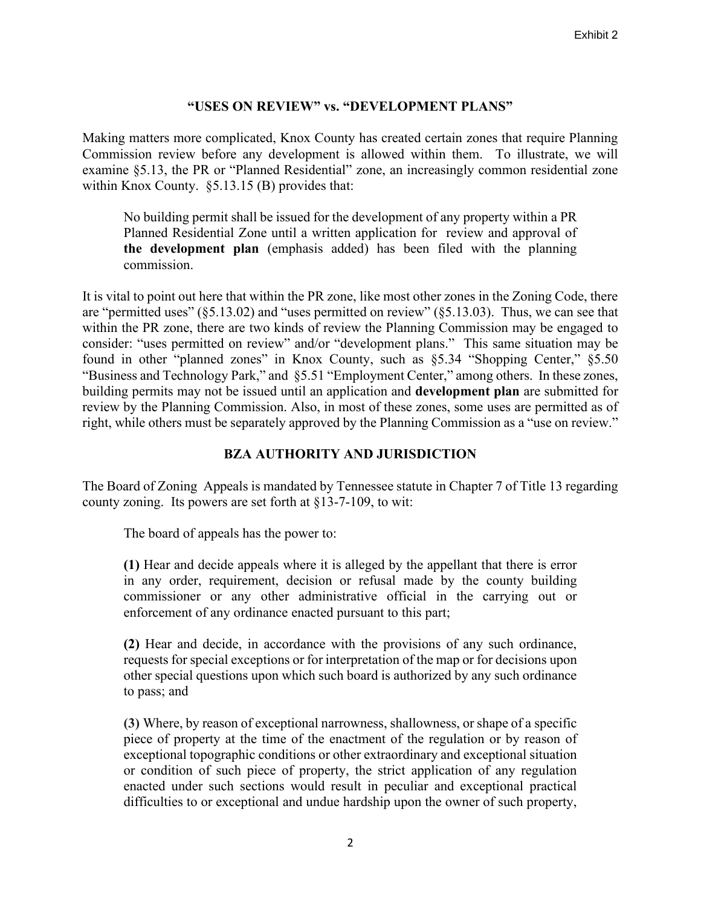## "USES ON REVIEW" vs. "DEVELOPMENT PLANS"

Making matters more complicated, Knox County has created certain zones that require Planning Commission review before any development is allowed within them. To illustrate, we will examine §5.13, the PR or "Planned Residential" zone, an increasingly common residential zone within Knox County. §5.13.15 (B) provides that:

> No building permit shall be issued for the development of any property within a PR Planned Residential Zone until a written application for review and approval of **the development plan** (emphasis added) has been filed with the planning commission.

It is vital to point out here that within the PR zone, like most other zones in the Zoning Code, there are "permitted uses" (§5.13.02) and "uses permitted on review" (§5.13.03). Thus, we can see that within the PR zone, there are two kinds of review the Planning Commission may be engaged to consider: "uses permitted on review" and/or "development plans." This same situation may be found in other "planned zones" in Knox County, such as §5.34 "Shopping Center," §5.50 "Business and Technology Park," and §5.51 "Employment Center," among others. In these zones, building permits may not be issued until an application and **development plan** are submitted for review by the Planning Commission. Also, in most of these zones, some uses are permitted as of right, while others must be separately approved by the Planning Commission as a "use on review."

## BZA AUTHORITY AND JURISDICTION

The Board of Zoning Appeals is mandated by Tennessee statute in Chapter 7 of Title 13 regarding county zoning. Its powers are set forth at §13-7-109, to wit:

> The board of appeals has the power to:
>
> **(1)** Hear and decide appeals where it is alleged by the appellant that there is error in any order, requirement, decision or refusal made by the county building commissioner or any other administrative official in the carrying out or enforcement of any ordinance enacted pursuant to this part;
>
> **(2)** Hear and decide, in accordance with the provisions of any such ordinance, requests for special exceptions or for interpretation of the map or for decisions upon other special questions upon which such board is authorized by any such ordinance to pass; and
>
> **(3)** Where, by reason of exceptional narrowness, shallowness, or shape of a specific piece of property at the time of the enactment of the regulation or by reason of exceptional topographic conditions or other extraordinary and exceptional situation or condition of such piece of property, the strict application of any regulation enacted under such sections would result in peculiar and exceptional practical difficulties to or exceptional and undue hardship upon the owner of such property,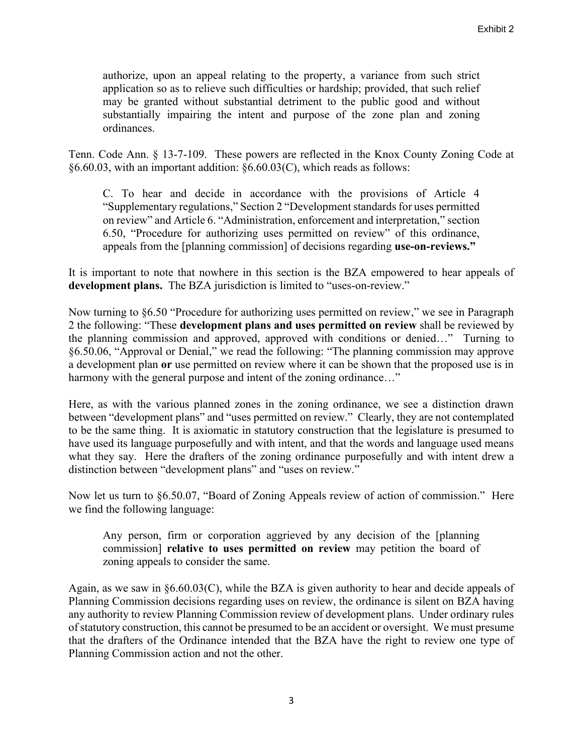> authorize, upon an appeal relating to the property, a variance from such strict application so as to relieve such difficulties or hardship; provided, that such relief may be granted without substantial detriment to the public good and without substantially impairing the intent and purpose of the zone plan and zoning ordinances.

Tenn. Code Ann. § 13-7-109. These powers are reflected in the Knox County Zoning Code at §6.60.03, with an important addition: §6.60.03(C), which reads as follows:

> C. To hear and decide in accordance with the provisions of Article 4 "Supplementary regulations," Section 2 "Development standards for uses permitted on review" and Article 6. "Administration, enforcement and interpretation," section 6.50, "Procedure for authorizing uses permitted on review" of this ordinance, appeals from the [planning commission] of decisions regarding **use-on-reviews."**

It is important to note that nowhere in this section is the BZA empowered to hear appeals of **development plans.** The BZA jurisdiction is limited to "uses-on-review."

Now turning to §6.50 "Procedure for authorizing uses permitted on review," we see in Paragraph 2 the following: "These **development plans and uses permitted on review** shall be reviewed by the planning commission and approved, approved with conditions or denied…" Turning to §6.50.06, "Approval or Denial," we read the following: "The planning commission may approve a development plan **or** use permitted on review where it can be shown that the proposed use is in harmony with the general purpose and intent of the zoning ordinance…"

Here, as with the various planned zones in the zoning ordinance, we see a distinction drawn between "development plans" and "uses permitted on review." Clearly, they are not contemplated to be the same thing. It is axiomatic in statutory construction that the legislature is presumed to have used its language purposefully and with intent, and that the words and language used means what they say. Here the drafters of the zoning ordinance purposefully and with intent drew a distinction between "development plans" and "uses on review."

Now let us turn to §6.50.07, "Board of Zoning Appeals review of action of commission." Here we find the following language:

> Any person, firm or corporation aggrieved by any decision of the [planning commission] **relative to uses permitted on review** may petition the board of zoning appeals to consider the same.

Again, as we saw in §6.60.03(C), while the BZA is given authority to hear and decide appeals of Planning Commission decisions regarding uses on review, the ordinance is silent on BZA having any authority to review Planning Commission review of development plans. Under ordinary rules of statutory construction, this cannot be presumed to be an accident or oversight. We must presume that the drafters of the Ordinance intended that the BZA have the right to review one type of Planning Commission action and not the other.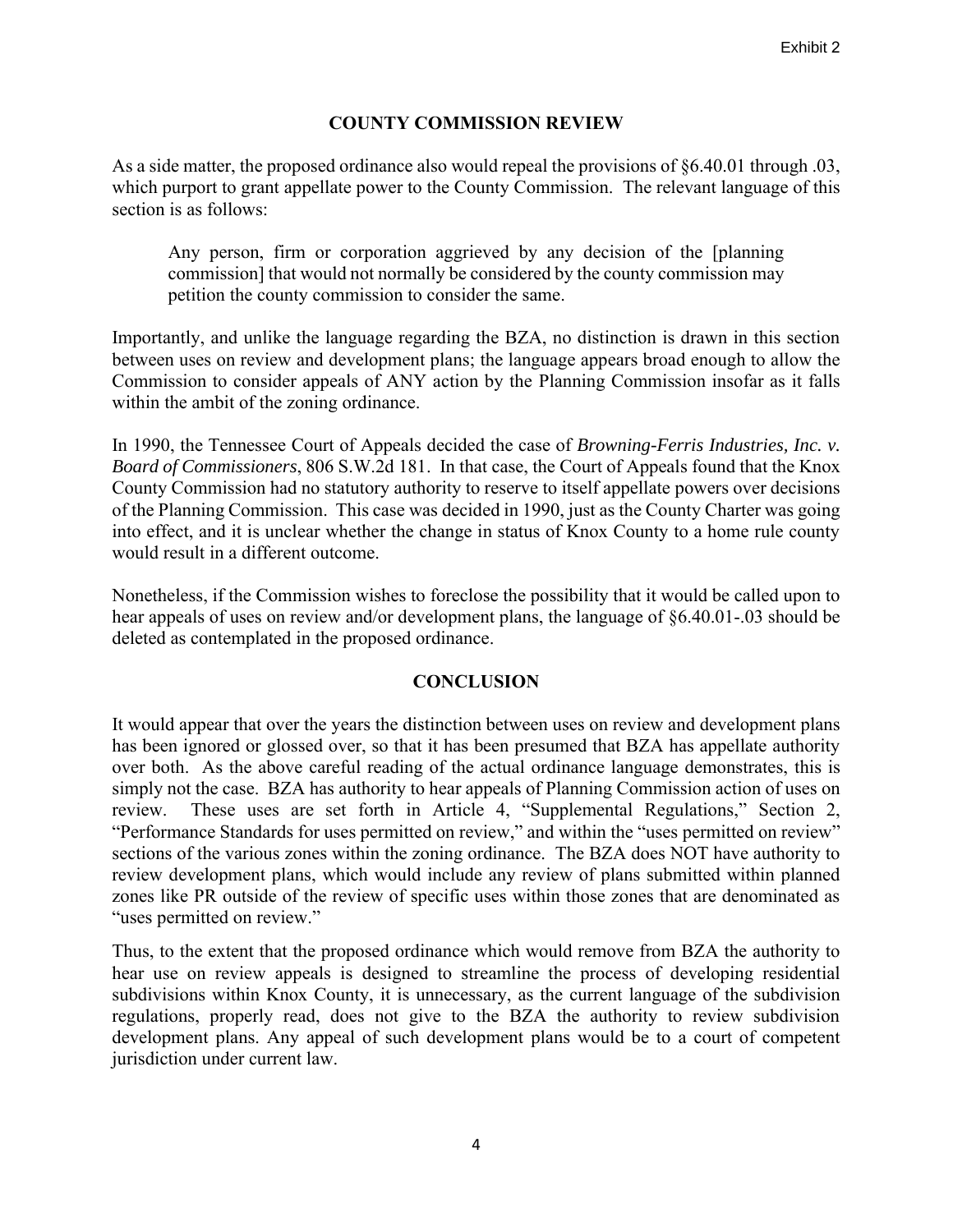## COUNTY COMMISSION REVIEW

As a side matter, the proposed ordinance also would repeal the provisions of §6.40.01 through .03, which purport to grant appellate power to the County Commission. The relevant language of this section is as follows:

> Any person, firm or corporation aggrieved by any decision of the [planning commission] that would not normally be considered by the county commission may petition the county commission to consider the same.

Importantly, and unlike the language regarding the BZA, no distinction is drawn in this section between uses on review and development plans; the language appears broad enough to allow the Commission to consider appeals of ANY action by the Planning Commission insofar as it falls within the ambit of the zoning ordinance.

In 1990, the Tennessee Court of Appeals decided the case of *Browning-Ferris Industries, Inc. v. Board of Commissioners*, 806 S.W.2d 181. In that case, the Court of Appeals found that the Knox County Commission had no statutory authority to reserve to itself appellate powers over decisions of the Planning Commission. This case was decided in 1990, just as the County Charter was going into effect, and it is unclear whether the change in status of Knox County to a home rule county would result in a different outcome.

Nonetheless, if the Commission wishes to foreclose the possibility that it would be called upon to hear appeals of uses on review and/or development plans, the language of §6.40.01-.03 should be deleted as contemplated in the proposed ordinance.

## CONCLUSION

It would appear that over the years the distinction between uses on review and development plans has been ignored or glossed over, so that it has been presumed that BZA has appellate authority over both. As the above careful reading of the actual ordinance language demonstrates, this is simply not the case. BZA has authority to hear appeals of Planning Commission action of uses on review. These uses are set forth in Article 4, "Supplemental Regulations," Section 2, "Performance Standards for uses permitted on review," and within the "uses permitted on review" sections of the various zones within the zoning ordinance. The BZA does NOT have authority to review development plans, which would include any review of plans submitted within planned zones like PR outside of the review of specific uses within those zones that are denominated as "uses permitted on review."

Thus, to the extent that the proposed ordinance which would remove from BZA the authority to hear use on review appeals is designed to streamline the process of developing residential subdivisions within Knox County, it is unnecessary, as the current language of the subdivision regulations, properly read, does not give to the BZA the authority to review subdivision development plans. Any appeal of such development plans would be to a court of competent jurisdiction under current law.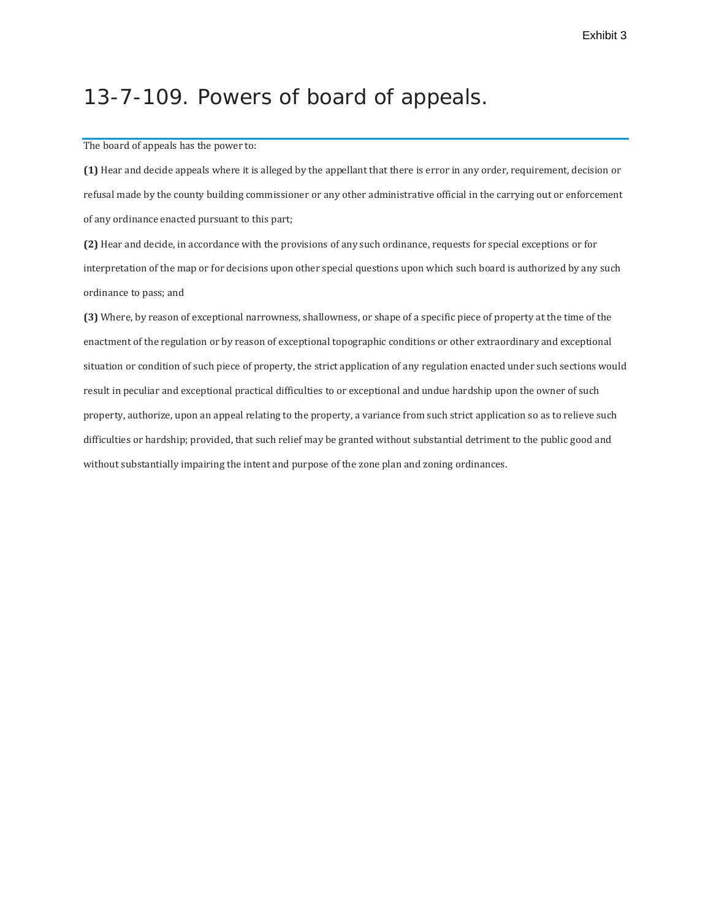Exhibit 3

# 13-7-109. Powers of board of appeals.

The board of appeals has the power to:

**(1)** Hear and decide appeals where it is alleged by the appellant that there is error in any order, requirement, decision or refusal made by the county building commissioner or any other administrative official in the carrying out or enforcement of any ordinance enacted pursuant to this part;

**(2)** Hear and decide, in accordance with the provisions of any such ordinance, requests for special exceptions or for interpretation of the map or for decisions upon other special questions upon which such board is authorized by any such ordinance to pass; and

**(3)** Where, by reason of exceptional narrowness, shallowness, or shape of a specific piece of property at the time of the enactment of the regulation or by reason of exceptional topographic conditions or other extraordinary and exceptional situation or condition of such piece of property, the strict application of any regulation enacted under such sections would result in peculiar and exceptional practical difficulties to or exceptional and undue hardship upon the owner of such property, authorize, upon an appeal relating to the property, a variance from such strict application so as to relieve such difficulties or hardship; provided, that such relief may be granted without substantial detriment to the public good and without substantially impairing the intent and purpose of the zone plan and zoning ordinances.